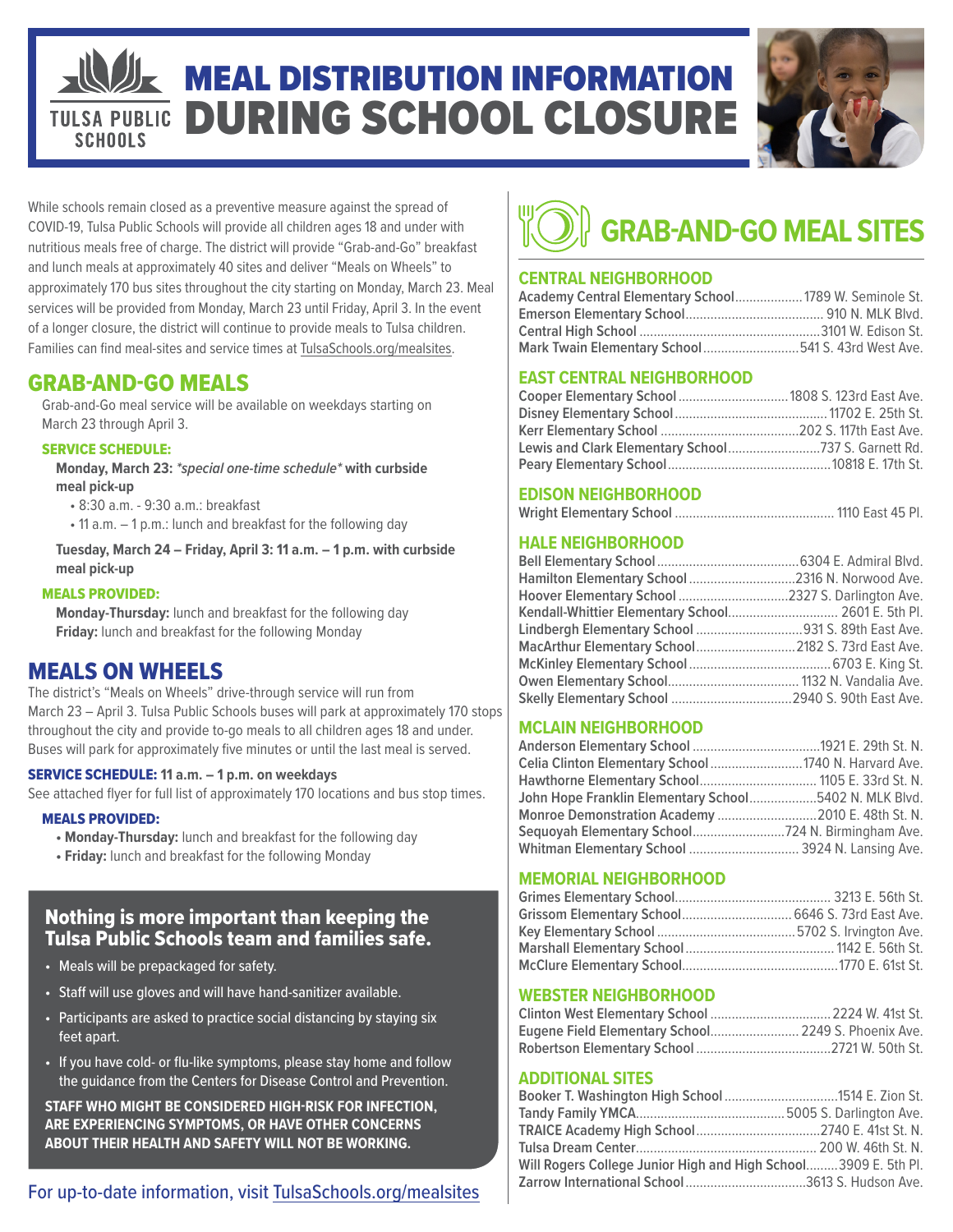# MEAL DISTRIBUTION INFORMATION DURING SCHOOL CLOSURE

TULSA PUBLIC SCHOOLS

While schools remain closed as a preventive measure against the spread of COVID-19, Tulsa Public Schools will provide all children ages 18 and under with nutritious meals free of charge. The district will provide "Grab-and-Go" breakfast and lunch meals at approximately 40 sites and deliver "Meals on Wheels" to approximately 170 bus sites throughout the city starting on Monday, March 23. Meal services will be provided from Monday, March 23 until Friday, April 3. In the event of a longer closure, the district will continue to provide meals to Tulsa children. Families can find meal-sites and service times at TulsaSchools.org/mealsites.

## GRAB-AND-GO MEALS

Grab-and-Go meal service will be available on weekdays starting on March 23 through April 3.

### SERVICE SCHEDULE:

**Monday, March 23:** *\*special one-time schedule\** **with curbside meal pick-up**

- 8:30 a.m. - 9:30 a.m.: breakfast
- 11 a.m. – 1 p.m.: lunch and breakfast for the following day

**Tuesday, March 24 – Friday, April 3: 11 a.m. – 1 p.m. with curbside meal pick-up**

### MEALS PROVIDED:

**Monday-Thursday:** lunch and breakfast for the following day
**Friday:** lunch and breakfast for the following Monday

## MEALS ON WHEELS

The district's "Meals on Wheels" drive-through service will run from March 23 – April 3. Tulsa Public Schools buses will park at approximately 170 stops throughout the city and provide to-go meals to all children ages 18 and under. Buses will park for approximately five minutes or until the last meal is served.

**SERVICE SCHEDULE: 11 a.m. – 1 p.m. on weekdays**

See attached flyer for full list of approximately 170 locations and bus stop times.

### MEALS PROVIDED:

- **Monday-Thursday:** lunch and breakfast for the following day
- **Friday:** lunch and breakfast for the following Monday

### Nothing is more important than keeping the Tulsa Public Schools team and families safe.

- Meals will be prepackaged for safety.
- Staff will use gloves and will have hand-sanitizer available.
- Participants are asked to practice social distancing by staying six feet apart.
- If you have cold- or flu-like symptoms, please stay home and follow the guidance from the Centers for Disease Control and Prevention.

**STAFF WHO MIGHT BE CONSIDERED HIGH-RISK FOR INFECTION, ARE EXPERIENCING SYMPTOMS, OR HAVE OTHER CONCERNS ABOUT THEIR HEALTH AND SAFETY WILL NOT BE WORKING.**

For up-to-date information, visit TulsaSchools.org/mealsites

## GRAB-AND-GO MEAL SITES

### CENTRAL NEIGHBORHOOD

- Academy Central Elementary School ... 1789 W. Seminole St.
- Emerson Elementary School ... 910 N. MLK Blvd.
- Central High School ... 3101 W. Edison St.
- Mark Twain Elementary School ... 541 S. 43rd West Ave.

### EAST CENTRAL NEIGHBORHOOD

- Cooper Elementary School ... 1808 S. 123rd East Ave.
- Disney Elementary School ... 11702 E. 25th St.
- Kerr Elementary School ... 202 S. 117th East Ave.
- Lewis and Clark Elementary School ... 737 S. Garnett Rd.
- Peary Elementary School ... 10818 E. 17th St.

### EDISON NEIGHBORHOOD

- Wright Elementary School ... 1110 East 45 Pl.

### HALE NEIGHBORHOOD

- Bell Elementary School ... 6304 E. Admiral Blvd.
- Hamilton Elementary School ... 2316 N. Norwood Ave.
- Hoover Elementary School ... 2327 S. Darlington Ave.
- Kendall-Whittier Elementary School ... 2601 E. 5th Pl.
- Lindbergh Elementary School ... 931 S. 89th East Ave.
- MacArthur Elementary School ... 2182 S. 73rd East Ave.
- McKinley Elementary School ... 6703 E. King St.
- Owen Elementary School ... 1132 N. Vandalia Ave.
- Skelly Elementary School ... 2940 S. 90th East Ave.

### MCLAIN NEIGHBORHOOD

- Anderson Elementary School ... 1921 E. 29th St. N.
- Celia Clinton Elementary School ... 1740 N. Harvard Ave.
- Hawthorne Elementary School ... 1105 E. 33rd St. N.
- John Hope Franklin Elementary School ... 5402 N. MLK Blvd.
- Monroe Demonstration Academy ... 2010 E. 48th St. N.
- Sequoyah Elementary School ... 724 N. Birmingham Ave.
- Whitman Elementary School ... 3924 N. Lansing Ave.

### MEMORIAL NEIGHBORHOOD

- Grimes Elementary School ... 3213 E. 56th St.
- Grissom Elementary School ... 6646 S. 73rd East Ave.
- Key Elementary School ... 5702 S. Irvington Ave.
- Marshall Elementary School ... 1142 E. 56th St.
- McClure Elementary School ... 1770 E. 61st St.

### WEBSTER NEIGHBORHOOD

- Clinton West Elementary School ... 2224 W. 41st St.
- Eugene Field Elementary School ... 2249 S. Phoenix Ave.
- Robertson Elementary School ... 2721 W. 50th St.

### ADDITIONAL SITES

- Booker T. Washington High School ... 1514 E. Zion St.
- Tandy Family YMCA ... 5005 S. Darlington Ave.
- TRAICE Academy High School ... 2740 E. 41st St. N.
- Tulsa Dream Center ... 200 W. 46th St. N.
- Will Rogers College Junior High and High School ... 3909 E. 5th Pl.
- Zarrow International School ... 3613 S. Hudson Ave.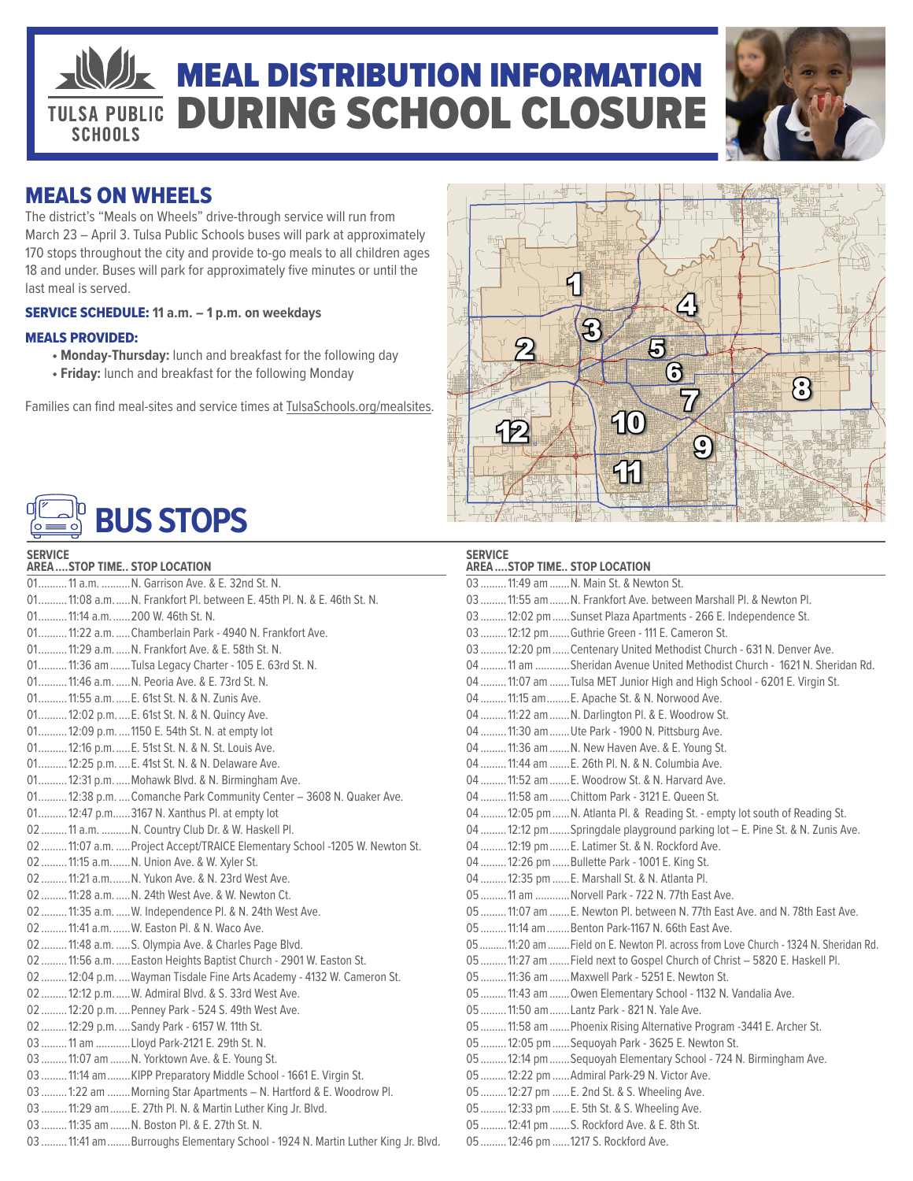# MEAL DISTRIBUTION INFORMATION DURING SCHOOL CLOSURE

TULSA PUBLIC SCHOOLS

## MEALS ON WHEELS

The district's "Meals on Wheels" drive-through service will run from March 23 – April 3. Tulsa Public Schools buses will park at approximately 170 stops throughout the city and provide to-go meals to all children ages 18 and under. Buses will park for approximately five minutes or until the last meal is served.

**SERVICE SCHEDULE:** **11 a.m. – 1 p.m. on weekdays**

**MEALS PROVIDED:**

- **Monday-Thursday:** lunch and breakfast for the following day
- **Friday:** lunch and breakfast for the following Monday

Families can find meal-sites and service times at TulsaSchools.org/mealsites.

## BUS STOPS

| SERVICE AREA | STOP TIME | STOP LOCATION |
|---|---|---|
| 01 | 11 a.m. | N. Garrison Ave. & E. 32nd St. N. |
| 01 | 11:08 a.m. | N. Frankfort Pl. between E. 45th Pl. N. & E. 46th St. N. |
| 01 | 11:14 a.m. | 200 W. 46th St. N. |
| 01 | 11:22 a.m. | Chamberlain Park - 4940 N. Frankfort Ave. |
| 01 | 11:29 a.m. | N. Frankfort Ave. & E. 58th St. N. |
| 01 | 11:36 am | Tulsa Legacy Charter - 105 E. 63rd St. N. |
| 01 | 11:46 a.m. | N. Peoria Ave. & E. 73rd St. N. |
| 01 | 11:55 a.m. | E. 61st St. N. & N. Zunis Ave. |
| 01 | 12:02 p.m. | E. 61st St. N. & N. Quincy Ave. |
| 01 | 12:09 p.m. | 1150 E. 54th St. N. at empty lot |
| 01 | 12:16 p.m. | E. 51st St. N. & N. St. Louis Ave. |
| 01 | 12:25 p.m. | E. 41st St. N. & N. Delaware Ave. |
| 01 | 12:31 p.m. | Mohawk Blvd. & N. Birmingham Ave. |
| 01 | 12:38 p.m. | Comanche Park Community Center – 3608 N. Quaker Ave. |
| 01 | 12:47 p.m. | 3167 N. Xanthus Pl. at empty lot |
| 02 | 11 a.m. | N. Country Club Dr. & W. Haskell Pl. |
| 02 | 11:07 a.m. | Project Accept/TRAICE Elementary School -1205 W. Newton St. |
| 02 | 11:15 a.m. | N. Union Ave. & W. Xyler St. |
| 02 | 11:21 a.m. | N. Yukon Ave. & N. 23rd West Ave. |
| 02 | 11:28 a.m. | N. 24th West Ave. & W. Newton Ct. |
| 02 | 11:35 a.m. | W. Independence Pl. & N. 24th West Ave. |
| 02 | 11:41 a.m. | W. Easton Pl. & N. Waco Ave. |
| 02 | 11:48 a.m. | S. Olympia Ave. & Charles Page Blvd. |
| 02 | 11:56 a.m. | Easton Heights Baptist Church - 2901 W. Easton St. |
| 02 | 12:04 p.m. | Wayman Tisdale Fine Arts Academy - 4132 W. Cameron St. |
| 02 | 12:12 p.m. | W. Admiral Blvd. & S. 33rd West Ave. |
| 02 | 12:20 p.m. | Penney Park - 524 S. 49th West Ave. |
| 02 | 12:29 p.m. | Sandy Park - 6157 W. 11th St. |
| 03 | 11 am | Lloyd Park-2121 E. 29th St. N. |
| 03 | 11:07 am | N. Yorktown Ave. & E. Young St. |
| 03 | 11:14 am | KIPP Preparatory Middle School - 1661 E. Virgin St. |
| 03 | 1:22 am | Morning Star Apartments – N. Hartford & E. Woodrow Pl. |
| 03 | 11:29 am | E. 27th Pl. N. & Martin Luther King Jr. Blvd. |
| 03 | 11:35 am | N. Boston Pl. & E. 27th St. N. |
| 03 | 11:41 am | Burroughs Elementary School - 1924 N. Martin Luther King Jr. Blvd. |
| 03 | 11:49 am | N. Main St. & Newton St. |
| 03 | 11:55 am | N. Frankfort Ave. between Marshall Pl. & Newton Pl. |
| 03 | 12:02 pm | Sunset Plaza Apartments - 266 E. Independence St. |
| 03 | 12:12 pm | Guthrie Green - 111 E. Cameron St. |
| 03 | 12:20 pm | Centenary United Methodist Church - 631 N. Denver Ave. |
| 04 | 11 am | Sheridan Avenue United Methodist Church - 1621 N. Sheridan Rd. |
| 04 | 11:07 am | Tulsa MET Junior High and High School - 6201 E. Virgin St. |
| 04 | 11:15 am | E. Apache St. & N. Norwood Ave. |
| 04 | 11:22 am | N. Darlington Pl. & E. Woodrow St. |
| 04 | 11:30 am | Ute Park - 1900 N. Pittsburg Ave. |
| 04 | 11:36 am | N. New Haven Ave. & E. Young St. |
| 04 | 11:44 am | E. 26th Pl. N. & N. Columbia Ave. |
| 04 | 11:52 am | E. Woodrow St. & N. Harvard Ave. |
| 04 | 11:58 am | Chittom Park - 3121 E. Queen St. |
| 04 | 12:05 pm | N. Atlanta Pl. & Reading St. - empty lot south of Reading St. |
| 04 | 12:12 pm | Springdale playground parking lot – E. Pine St. & N. Zunis Ave. |
| 04 | 12:19 pm | E. Latimer St. & N. Rockford Ave. |
| 04 | 12:26 pm | Bullette Park - 1001 E. King St. |
| 04 | 12:35 pm | E. Marshall St. & N. Atlanta Pl. |
| 05 | 11 am | Norvell Park - 722 N. 77th East Ave. |
| 05 | 11:07 am | E. Newton Pl. between N. 77th East Ave. and N. 78th East Ave. |
| 05 | 11:14 am | Benton Park-1167 N. 66th East Ave. |
| 05 | 11:20 am | Field on E. Newton Pl. across from Love Church - 1324 N. Sheridan Rd. |
| 05 | 11:27 am | Field next to Gospel Church of Christ – 5820 E. Haskell Pl. |
| 05 | 11:36 am | Maxwell Park - 5251 E. Newton St. |
| 05 | 11:43 am | Owen Elementary School - 1132 N. Vandalia Ave. |
| 05 | 11:50 am | Lantz Park - 821 N. Yale Ave. |
| 05 | 11:58 am | Phoenix Rising Alternative Program -3441 E. Archer St. |
| 05 | 12:05 pm | Sequoyah Park - 3625 E. Newton St. |
| 05 | 12:14 pm | Sequoyah Elementary School - 724 N. Birmingham Ave. |
| 05 | 12:22 pm | Admiral Park-29 N. Victor Ave. |
| 05 | 12:27 pm | E. 2nd St. & S. Wheeling Ave. |
| 05 | 12:33 pm | E. 5th St. & S. Wheeling Ave. |
| 05 | 12:41 pm | S. Rockford Ave. & E. 8th St. |
| 05 | 12:46 pm | 1217 S. Rockford Ave. |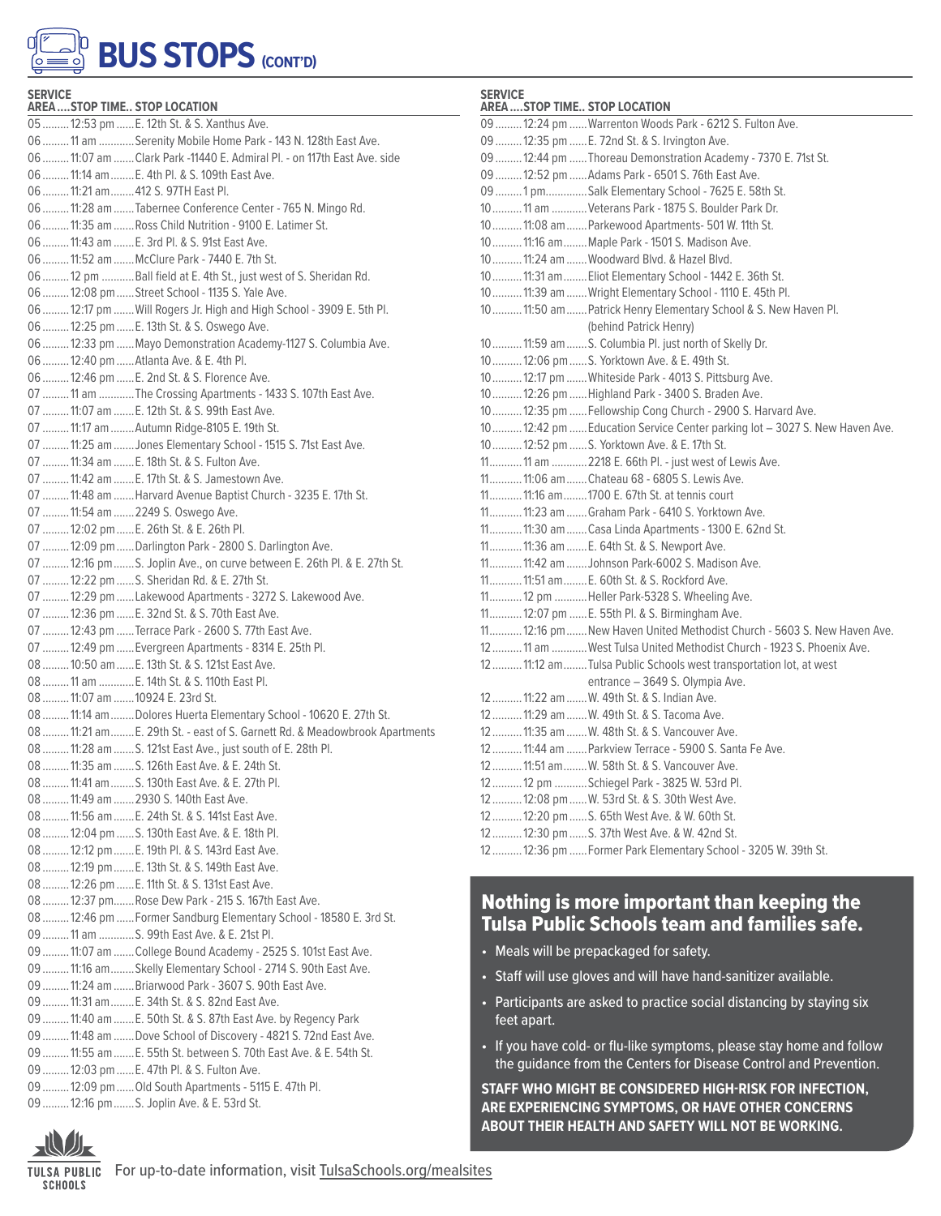# BUS STOPS (CONT'D)

| SERVICE AREA | STOP TIME | STOP LOCATION |
|---|---|---|
| 05 | 12:53 pm | E. 12th St. & S. Xanthus Ave. |
| 06 | 11 am | Serenity Mobile Home Park - 143 N. 128th East Ave. |
| 06 | 11:07 am | Clark Park -11440 E. Admiral Pl. - on 117th East Ave. side |
| 06 | 11:14 am | E. 4th Pl. & S. 109th East Ave. |
| 06 | 11:21 am | 412 S. 97TH East Pl. |
| 06 | 11:28 am | Tabernee Conference Center - 765 N. Mingo Rd. |
| 06 | 11:35 am | Ross Child Nutrition - 9100 E. Latimer St. |
| 06 | 11:43 am | E. 3rd Pl. & S. 91st East Ave. |
| 06 | 11:52 am | McClure Park - 7440 E. 7th St. |
| 06 | 12 pm | Ball field at E. 4th St., just west of S. Sheridan Rd. |
| 06 | 12:08 pm | Street School - 1135 S. Yale Ave. |
| 06 | 12:17 pm | Will Rogers Jr. High and High School - 3909 E. 5th Pl. |
| 06 | 12:25 pm | E. 13th St. & S. Oswego Ave. |
| 06 | 12:33 pm | Mayo Demonstration Academy-1127 S. Columbia Ave. |
| 06 | 12:40 pm | Atlanta Ave. & E. 4th Pl. |
| 06 | 12:46 pm | E. 2nd St. & S. Florence Ave. |
| 07 | 11 am | The Crossing Apartments - 1433 S. 107th East Ave. |
| 07 | 11:07 am | E. 12th St. & S. 99th East Ave. |
| 07 | 11:17 am | Autumn Ridge-8105 E. 19th St. |
| 07 | 11:25 am | Jones Elementary School - 1515 S. 71st East Ave. |
| 07 | 11:34 am | E. 18th St. & S. Fulton Ave. |
| 07 | 11:42 am | E. 17th St. & S. Jamestown Ave. |
| 07 | 11:48 am | Harvard Avenue Baptist Church - 3235 E. 17th St. |
| 07 | 11:54 am | 2249 S. Oswego Ave. |
| 07 | 12:02 pm | E. 26th St. & E. 26th Pl. |
| 07 | 12:09 pm | Darlington Park - 2800 S. Darlington Ave. |
| 07 | 12:16 pm | S. Joplin Ave., on curve between E. 26th Pl. & E. 27th St. |
| 07 | 12:22 pm | S. Sheridan Rd. & E. 27th St. |
| 07 | 12:29 pm | Lakewood Apartments - 3272 S. Lakewood Ave. |
| 07 | 12:36 pm | E. 32nd St. & S. 70th East Ave. |
| 07 | 12:43 pm | Terrace Park - 2600 S. 77th East Ave. |
| 07 | 12:49 pm | Evergreen Apartments - 8314 E. 25th Pl. |
| 08 | 10:50 am | E. 13th St. & S. 121st East Ave. |
| 08 | 11 am | E. 14th St. & S. 110th East Pl. |
| 08 | 11:07 am | 10924 E. 23rd St. |
| 08 | 11:14 am | Dolores Huerta Elementary School - 10620 E. 27th St. |
| 08 | 11:21 am | E. 29th St. - east of S. Garnett Rd. & Meadowbrook Apartments |
| 08 | 11:28 am | S. 121st East Ave., just south of E. 28th Pl. |
| 08 | 11:35 am | S. 126th East Ave. & E. 24th St. |
| 08 | 11:41 am | S. 130th East Ave. & E. 27th Pl. |
| 08 | 11:49 am | 2930 S. 140th East Ave. |
| 08 | 11:56 am | E. 24th St. & S. 141st East Ave. |
| 08 | 12:04 pm | S. 130th East Ave. & E. 18th Pl. |
| 08 | 12:12 pm | E. 19th Pl. & S. 143rd East Ave. |
| 08 | 12:19 pm | E. 13th St. & S. 149th East Ave. |
| 08 | 12:26 pm | E. 11th St. & S. 131st East Ave. |
| 08 | 12:37 pm | Rose Dew Park - 215 S. 167th East Ave. |
| 08 | 12:46 pm | Former Sandburg Elementary School - 18580 E. 3rd St. |
| 09 | 11 am | S. 99th East Ave. & E. 21st Pl. |
| 09 | 11:07 am | College Bound Academy - 2525 S. 101st East Ave. |
| 09 | 11:16 am | Skelly Elementary School - 2714 S. 90th East Ave. |
| 09 | 11:24 am | Briarwood Park - 3607 S. 90th East Ave. |
| 09 | 11:31 am | E. 34th St. & S. 82nd East Ave. |
| 09 | 11:40 am | E. 50th St. & S. 87th East Ave. by Regency Park |
| 09 | 11:48 am | Dove School of Discovery - 4821 S. 72nd East Ave. |
| 09 | 11:55 am | E. 55th St. between S. 70th East Ave. & E. 54th St. |
| 09 | 12:03 pm | E. 47th Pl. & S. Fulton Ave. |
| 09 | 12:09 pm | Old South Apartments - 5115 E. 47th Pl. |
| 09 | 12:16 pm | S. Joplin Ave. & E. 53rd St. |
| 09 | 12:24 pm | Warrenton Woods Park - 6212 S. Fulton Ave. |
| 09 | 12:35 pm | E. 72nd St. & S. Irvington Ave. |
| 09 | 12:44 pm | Thoreau Demonstration Academy - 7370 E. 71st St. |
| 09 | 12:52 pm | Adams Park - 6501 S. 76th East Ave. |
| 09 | 1 pm | Salk Elementary School - 7625 E. 58th St. |
| 10 | 11 am | Veterans Park - 1875 S. Boulder Park Dr. |
| 10 | 11:08 am | Parkewood Apartments- 501 W. 11th St. |
| 10 | 11:16 am | Maple Park - 1501 S. Madison Ave. |
| 10 | 11:24 am | Woodward Blvd. & Hazel Blvd. |
| 10 | 11:31 am | Eliot Elementary School - 1442 E. 36th St. |
| 10 | 11:39 am | Wright Elementary School - 1110 E. 45th Pl. |
| 10 | 11:50 am | Patrick Henry Elementary School & S. New Haven Pl. (behind Patrick Henry) |
| 10 | 11:59 am | S. Columbia Pl. just north of Skelly Dr. |
| 10 | 12:06 pm | S. Yorktown Ave. & E. 49th St. |
| 10 | 12:17 pm | Whiteside Park - 4013 S. Pittsburg Ave. |
| 10 | 12:26 pm | Highland Park - 3400 S. Braden Ave. |
| 10 | 12:35 pm | Fellowship Cong Church - 2900 S. Harvard Ave. |
| 10 | 12:42 pm | Education Service Center parking lot – 3027 S. New Haven Ave. |
| 10 | 12:52 pm | S. Yorktown Ave. & E. 17th St. |
| 11 | 11 am | 2218 E. 66th Pl. - just west of Lewis Ave. |
| 11 | 11:06 am | Chateau 68 - 6805 S. Lewis Ave. |
| 11 | 11:16 am | 1700 E. 67th St. at tennis court |
| 11 | 11:23 am | Graham Park - 6410 S. Yorktown Ave. |
| 11 | 11:30 am | Casa Linda Apartments - 1300 E. 62nd St. |
| 11 | 11:36 am | E. 64th St. & S. Newport Ave. |
| 11 | 11:42 am | Johnson Park-6002 S. Madison Ave. |
| 11 | 11:51 am | E. 60th St. & S. Rockford Ave. |
| 11 | 12 pm | Heller Park-5328 S. Wheeling Ave. |
| 11 | 12:07 pm | E. 55th Pl. & S. Birmingham Ave. |
| 11 | 12:16 pm | New Haven United Methodist Church - 5603 S. New Haven Ave. |
| 12 | 11 am | West Tulsa United Methodist Church - 1923 S. Phoenix Ave. |
| 12 | 11:12 am | Tulsa Public Schools west transportation lot, at west entrance – 3649 S. Olympia Ave. |
| 12 | 11:22 am | W. 49th St. & S. Indian Ave. |
| 12 | 11:29 am | W. 49th St. & S. Tacoma Ave. |
| 12 | 11:35 am | W. 48th St. & S. Vancouver Ave. |
| 12 | 11:44 am | Parkview Terrace - 5900 S. Santa Fe Ave. |
| 12 | 11:51 am | W. 58th St. & S. Vancouver Ave. |
| 12 | 12 pm | Schiegel Park - 3825 W. 53rd Pl. |
| 12 | 12:08 pm | W. 53rd St. & S. 30th West Ave. |
| 12 | 12:20 pm | S. 65th West Ave. & W. 60th St. |
| 12 | 12:30 pm | S. 37th West Ave. & W. 42nd St. |
| 12 | 12:36 pm | Former Park Elementary School - 3205 W. 39th St. |

## Nothing is more important than keeping the Tulsa Public Schools team and families safe.

- Meals will be prepackaged for safety.
- Staff will use gloves and will have hand-sanitizer available.
- Participants are asked to practice social distancing by staying six feet apart.
- If you have cold- or flu-like symptoms, please stay home and follow the guidance from the Centers for Disease Control and Prevention.

**STAFF WHO MIGHT BE CONSIDERED HIGH-RISK FOR INFECTION, ARE EXPERIENCING SYMPTOMS, OR HAVE OTHER CONCERNS ABOUT THEIR HEALTH AND SAFETY WILL NOT BE WORKING.**

TULSA PUBLIC SCHOOLS

For up-to-date information, visit TulsaSchools.org/mealsites